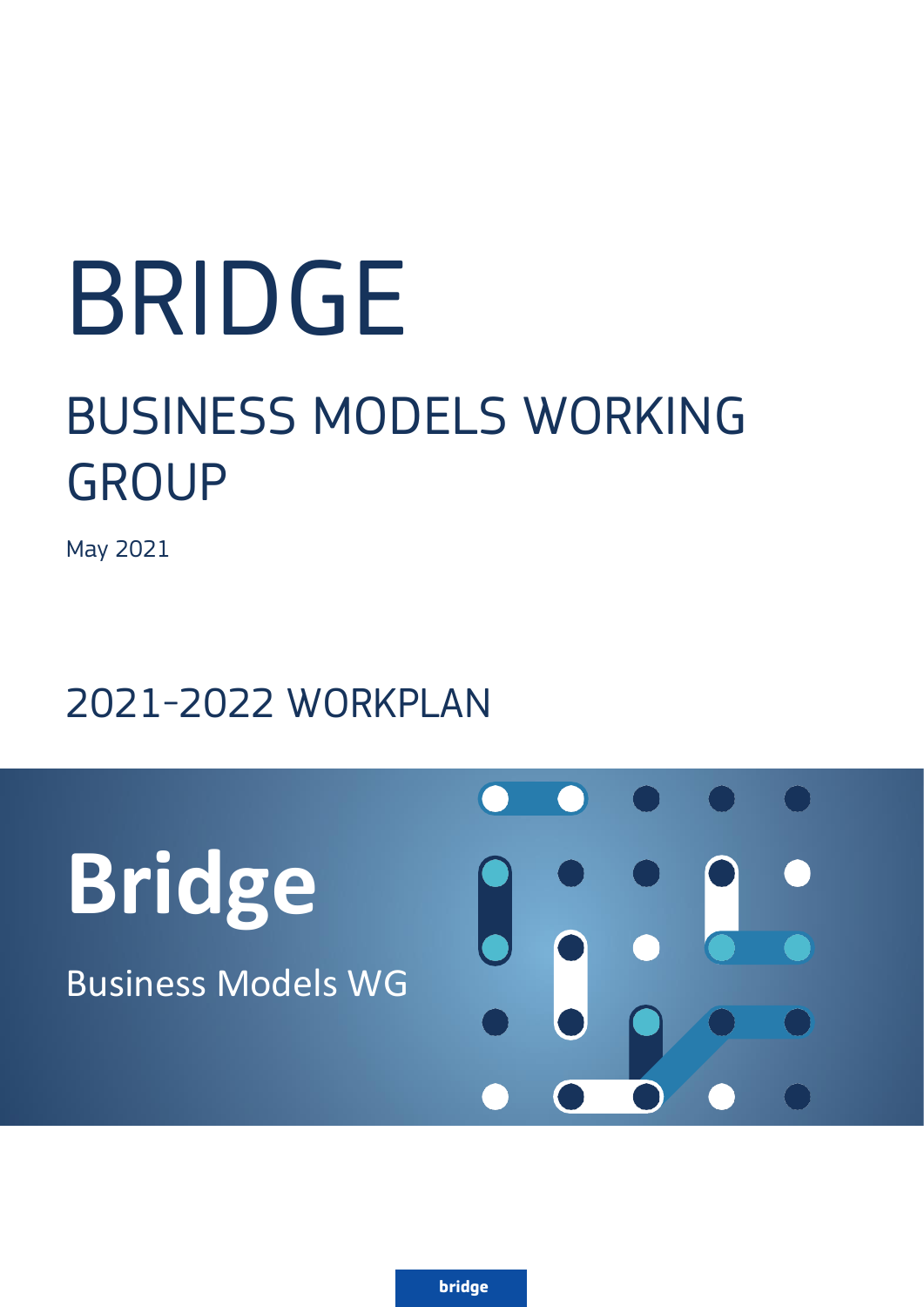# BRIDGE

## BUSINESS MODELS WORKING GROUP

May 2021

## 2021-2022 WORKPLAN

**Bridge**

Business Models WG

bridge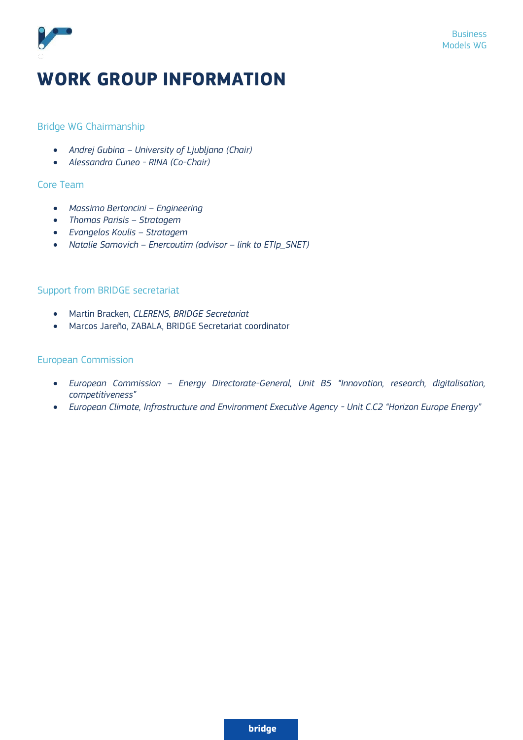# WORK GROUP INFORMATION

## Bridge WG Chairmanship

- *Andrej Gubina – University of Ljubljana (Chair)*
- *Alessandra Cuneo - RINA (Co-Chair)*

## Core Team

- *Massimo Bertoncini – Engineering*
- *Thomas Parisis – Stratagem*
- *Evangelos Koulis – Stratagem*
- *Natalie Samovich – Enercoutim (advisor – link to ETIp_SNET)*

## Support from BRIDGE secretariat

- Martin Bracken, *CLERENS, BRIDGE Secretariat*
- Marcos Jareño, ZABALA, BRIDGE Secretariat coordinator

## European Commission

- *European Commission – Energy Directorate-General, Unit B5 "Innovation, research, digitalisation, competitiveness"*
- *European Climate, Infrastructure and Environment Executive Agency - Unit C.C2 "Horizon Europe Energy"*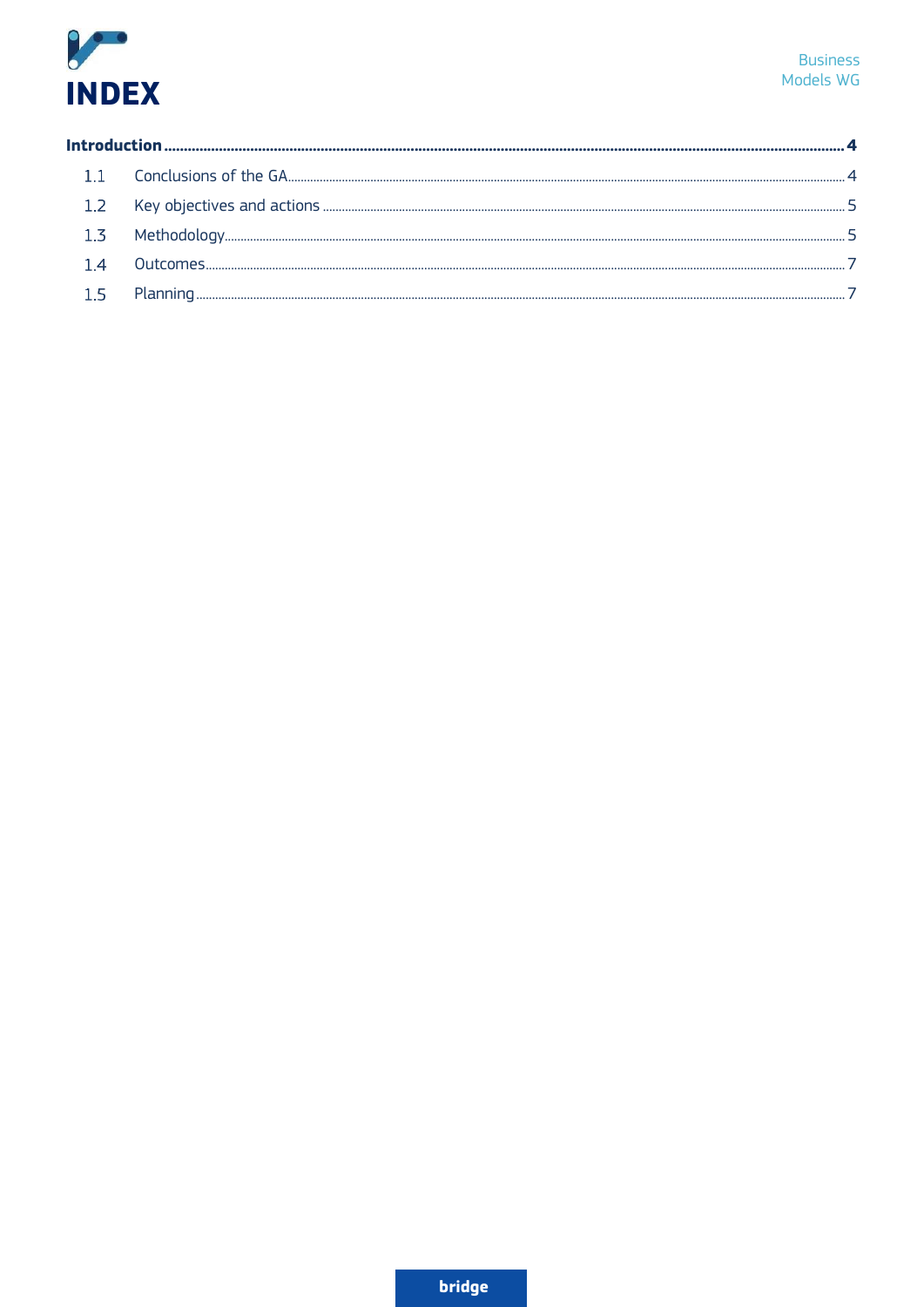# INDEX

**Introduction** .......... **4**

1.1 Conclusions of the GA .......... 4

1.2 Key objectives and actions .......... 5

1.3 Methodology .......... 5

1.4 Outcomes .......... 7

1.5 Planning .......... 7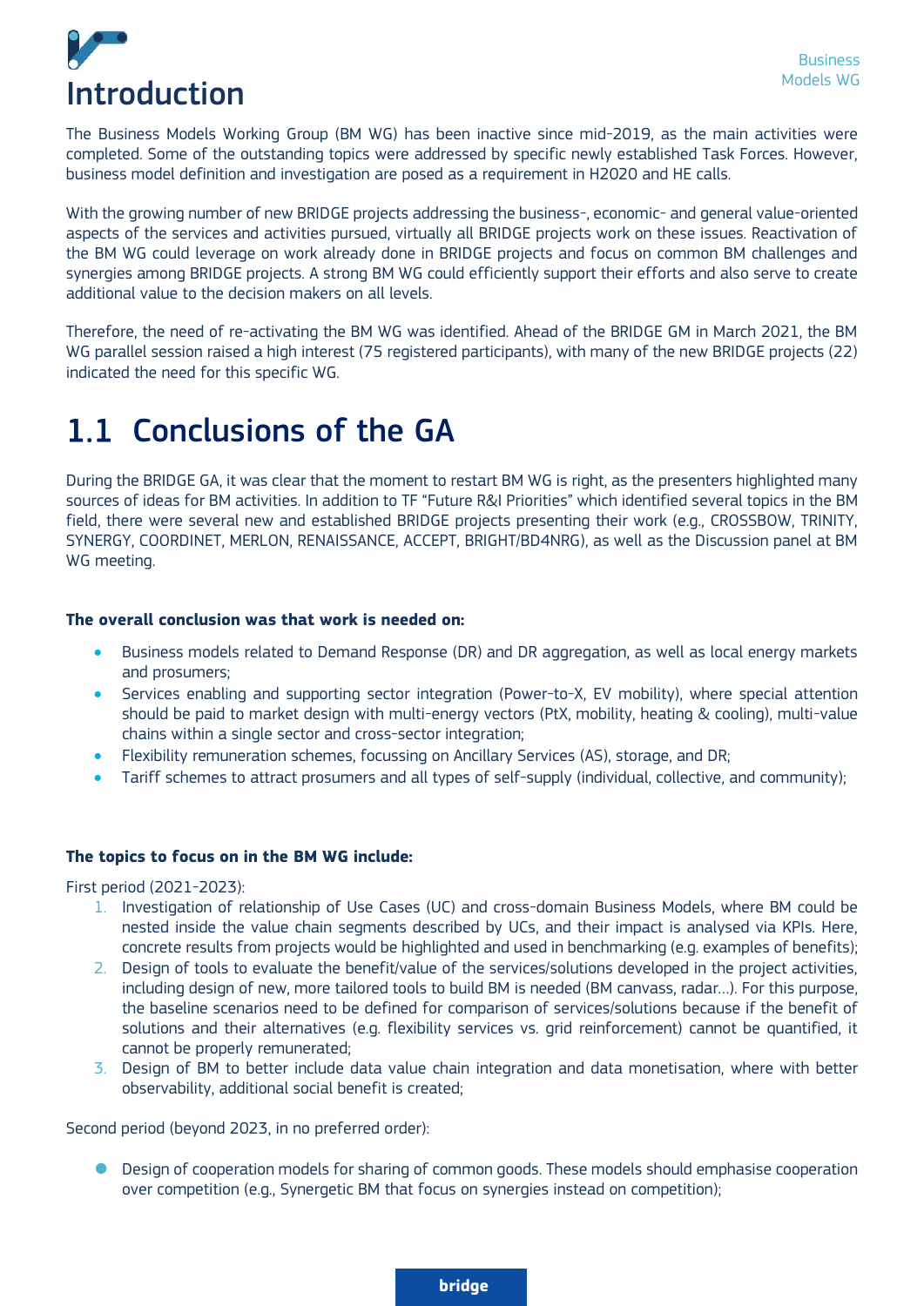# Introduction

The Business Models Working Group (BM WG) has been inactive since mid-2019, as the main activities were completed. Some of the outstanding topics were addressed by specific newly established Task Forces. However, business model definition and investigation are posed as a requirement in H2020 and HE calls.

With the growing number of new BRIDGE projects addressing the business-, economic- and general value-oriented aspects of the services and activities pursued, virtually all BRIDGE projects work on these issues. Reactivation of the BM WG could leverage on work already done in BRIDGE projects and focus on common BM challenges and synergies among BRIDGE projects. A strong BM WG could efficiently support their efforts and also serve to create additional value to the decision makers on all levels.

Therefore, the need of re-activating the BM WG was identified. Ahead of the BRIDGE GM in March 2021, the BM WG parallel session raised a high interest (75 registered participants), with many of the new BRIDGE projects (22) indicated the need for this specific WG.

## 1.1 Conclusions of the GA

During the BRIDGE GA, it was clear that the moment to restart BM WG is right, as the presenters highlighted many sources of ideas for BM activities. In addition to TF "Future R&I Priorities" which identified several topics in the BM field, there were several new and established BRIDGE projects presenting their work (e.g., CROSSBOW, TRINITY, SYNERGY, COORDINET, MERLON, RENAISSANCE, ACCEPT, BRIGHT/BD4NRG), as well as the Discussion panel at BM WG meeting.

**The overall conclusion was that work is needed on:**

- Business models related to Demand Response (DR) and DR aggregation, as well as local energy markets and prosumers;
- Services enabling and supporting sector integration (Power-to-X, EV mobility), where special attention should be paid to market design with multi-energy vectors (PtX, mobility, heating & cooling), multi-value chains within a single sector and cross-sector integration;
- Flexibility remuneration schemes, focussing on Ancillary Services (AS), storage, and DR;
- Tariff schemes to attract prosumers and all types of self-supply (individual, collective, and community);

**The topics to focus on in the BM WG include:**

First period (2021-2023):

1. Investigation of relationship of Use Cases (UC) and cross-domain Business Models, where BM could be nested inside the value chain segments described by UCs, and their impact is analysed via KPIs. Here, concrete results from projects would be highlighted and used in benchmarking (e.g. examples of benefits);
2. Design of tools to evaluate the benefit/value of the services/solutions developed in the project activities, including design of new, more tailored tools to build BM is needed (BM canvass, radar…). For this purpose, the baseline scenarios need to be defined for comparison of services/solutions because if the benefit of solutions and their alternatives (e.g. flexibility services vs. grid reinforcement) cannot be quantified, it cannot be properly remunerated;
3. Design of BM to better include data value chain integration and data monetisation, where with better observability, additional social benefit is created;

Second period (beyond 2023, in no preferred order):

- Design of cooperation models for sharing of common goods. These models should emphasise cooperation over competition (e.g., Synergetic BM that focus on synergies instead on competition);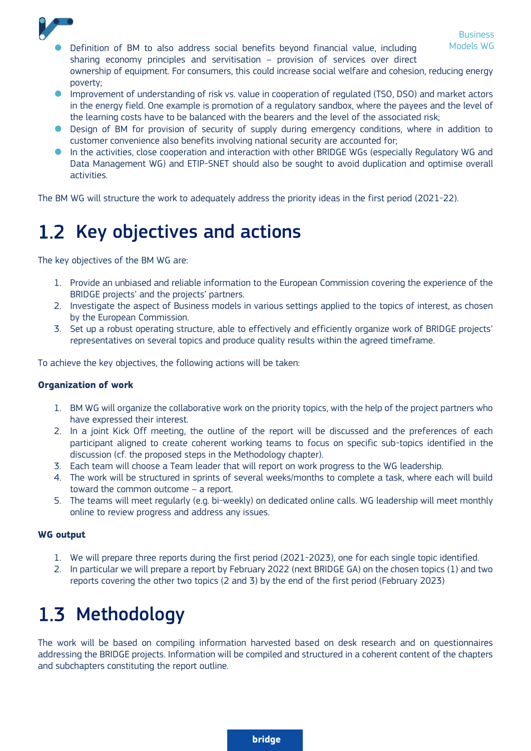- Definition of BM to also address social benefits beyond financial value, including sharing economy principles and servitisation – provision of services over direct ownership of equipment. For consumers, this could increase social welfare and cohesion, reducing energy poverty;
- Improvement of understanding of risk vs. value in cooperation of regulated (TSO, DSO) and market actors in the energy field. One example is promotion of a regulatory sandbox, where the payees and the level of the learning costs have to be balanced with the bearers and the level of the associated risk;
- Design of BM for provision of security of supply during emergency conditions, where in addition to customer convenience also benefits involving national security are accounted for;
- In the activities, close cooperation and interaction with other BRIDGE WGs (especially Regulatory WG and Data Management WG) and ETIP-SNET should also be sought to avoid duplication and optimise overall activities.

The BM WG will structure the work to adequately address the priority ideas in the first period (2021-22).

## 1.2 Key objectives and actions

The key objectives of the BM WG are:

1. Provide an unbiased and reliable information to the European Commission covering the experience of the BRIDGE projects' and the projects' partners.
2. Investigate the aspect of Business models in various settings applied to the topics of interest, as chosen by the European Commission.
3. Set up a robust operating structure, able to effectively and efficiently organize work of BRIDGE projects' representatives on several topics and produce quality results within the agreed timeframe.

To achieve the key objectives, the following actions will be taken:

**Organization of work**

1. BM WG will organize the collaborative work on the priority topics, with the help of the project partners who have expressed their interest.
2. In a joint Kick Off meeting, the outline of the report will be discussed and the preferences of each participant aligned to create coherent working teams to focus on specific sub-topics identified in the discussion (cf. the proposed steps in the Methodology chapter).
3. Each team will choose a Team leader that will report on work progress to the WG leadership.
4. The work will be structured in sprints of several weeks/months to complete a task, where each will build toward the common outcome – a report.
5. The teams will meet regularly (e.g. bi-weekly) on dedicated online calls. WG leadership will meet monthly online to review progress and address any issues.

**WG output**

1. We will prepare three reports during the first period (2021-2023), one for each single topic identified.
2. In particular we will prepare a report by February 2022 (next BRIDGE GA) on the chosen topics (1) and two reports covering the other two topics (2 and 3) by the end of the first period (February 2023)

## 1.3 Methodology

The work will be based on compiling information harvested based on desk research and on questionnaires addressing the BRIDGE projects. Information will be compiled and structured in a coherent content of the chapters and subchapters constituting the report outline.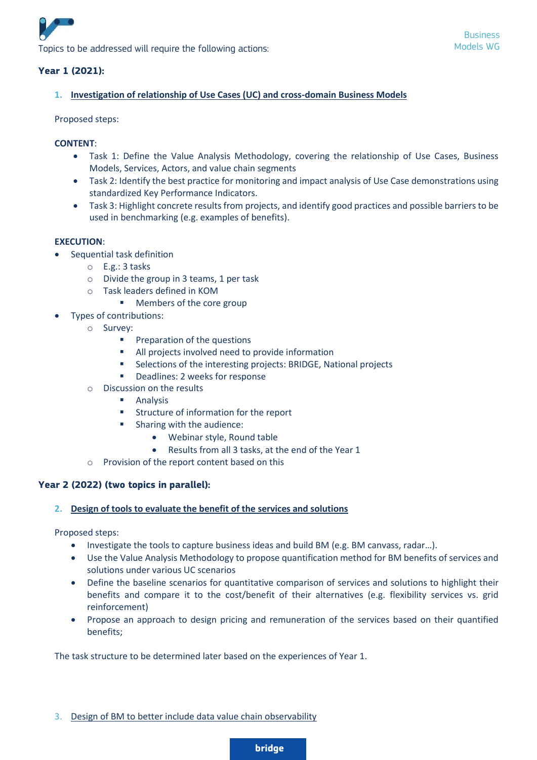Topics to be addressed will require the following actions:

**Year 1 (2021):**

1. **Investigation of relationship of Use Cases (UC) and cross-domain Business Models**

Proposed steps:

**CONTENT**:

- Task 1: Define the Value Analysis Methodology, covering the relationship of Use Cases, Business Models, Services, Actors, and value chain segments
- Task 2: Identify the best practice for monitoring and impact analysis of Use Case demonstrations using standardized Key Performance Indicators.
- Task 3: Highlight concrete results from projects, and identify good practices and possible barriers to be used in benchmarking (e.g. examples of benefits).

**EXECUTION**:

- Sequential task definition
  - E.g.: 3 tasks
  - Divide the group in 3 teams, 1 per task
  - Task leaders defined in KOM
    - Members of the core group
- Types of contributions:
  - Survey:
    - Preparation of the questions
    - All projects involved need to provide information
    - Selections of the interesting projects: BRIDGE, National projects
    - Deadlines: 2 weeks for response
  - Discussion on the results
    - Analysis
    - Structure of information for the report
    - Sharing with the audience:
      - Webinar style, Round table
      - Results from all 3 tasks, at the end of the Year 1
  - Provision of the report content based on this

**Year 2 (2022) (two topics in parallel):**

2. **Design of tools to evaluate the benefit of the services and solutions**

Proposed steps:

- Investigate the tools to capture business ideas and build BM (e.g. BM canvass, radar…).
- Use the Value Analysis Methodology to propose quantification method for BM benefits of services and solutions under various UC scenarios
- Define the baseline scenarios for quantitative comparison of services and solutions to highlight their benefits and compare it to the cost/benefit of their alternatives (e.g. flexibility services vs. grid reinforcement)
- Propose an approach to design pricing and remuneration of the services based on their quantified benefits;

The task structure to be determined later based on the experiences of Year 1.

3. Design of BM to better include data value chain observability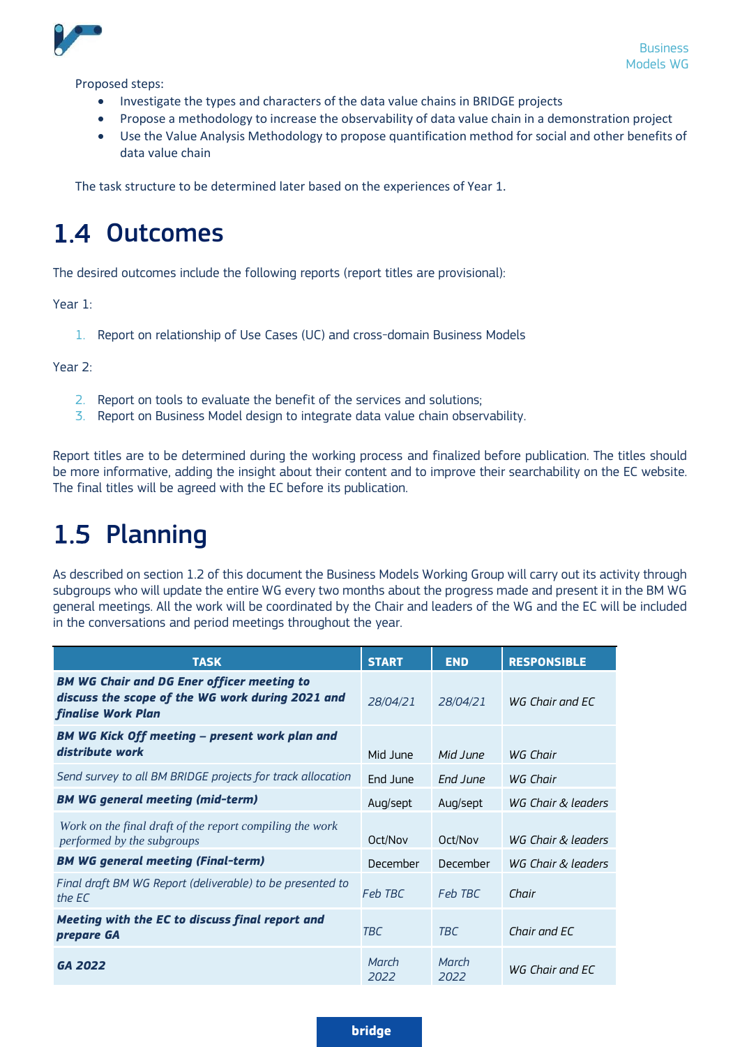Proposed steps:

- Investigate the types and characters of the data value chains in BRIDGE projects
- Propose a methodology to increase the observability of data value chain in a demonstration project
- Use the Value Analysis Methodology to propose quantification method for social and other benefits of data value chain

The task structure to be determined later based on the experiences of Year 1.

## 1.4 Outcomes

The desired outcomes include the following reports (report titles are provisional):

Year 1:

1. Report on relationship of Use Cases (UC) and cross-domain Business Models

Year 2:

2. Report on tools to evaluate the benefit of the services and solutions;
3. Report on Business Model design to integrate data value chain observability.

Report titles are to be determined during the working process and finalized before publication. The titles should be more informative, adding the insight about their content and to improve their searchability on the EC website. The final titles will be agreed with the EC before its publication.

## 1.5 Planning

As described on section 1.2 of this document the Business Models Working Group will carry out its activity through subgroups who will update the entire WG every two months about the progress made and present it in the BM WG general meetings. All the work will be coordinated by the Chair and leaders of the WG and the EC will be included in the conversations and period meetings throughout the year.

| TASK | START | END | RESPONSIBLE |
|---|---|---|---|
| ***BM WG Chair and DG Ener officer meeting to discuss the scope of the WG work during 2021 and finalise Work Plan*** | *28/04/21* | *28/04/21* | *WG Chair and EC* |
| ***BM WG Kick Off meeting – present work plan and distribute work*** | Mid June | *Mid June* | *WG Chair* |
| *Send survey to all BM BRIDGE projects for track allocation* | End June | *End June* | *WG Chair* |
| ***BM WG general meeting (mid-term)*** | Aug/sept | Aug/sept | *WG Chair & leaders* |
| *Work on the final draft of the report compiling the work performed by the subgroups* | Oct/Nov | Oct/Nov | *WG Chair & leaders* |
| ***BM WG general meeting (Final-term)*** | December | December | *WG Chair & leaders* |
| *Final draft BM WG Report (deliverable) to be presented to the EC* | *Feb TBC* | *Feb TBC* | *Chair* |
| ***Meeting with the EC to discuss final report and prepare GA*** | *TBC* | *TBC* | *Chair and EC* |
| ***GA 2022*** | *March 2022* | *March 2022* | *WG Chair and EC* |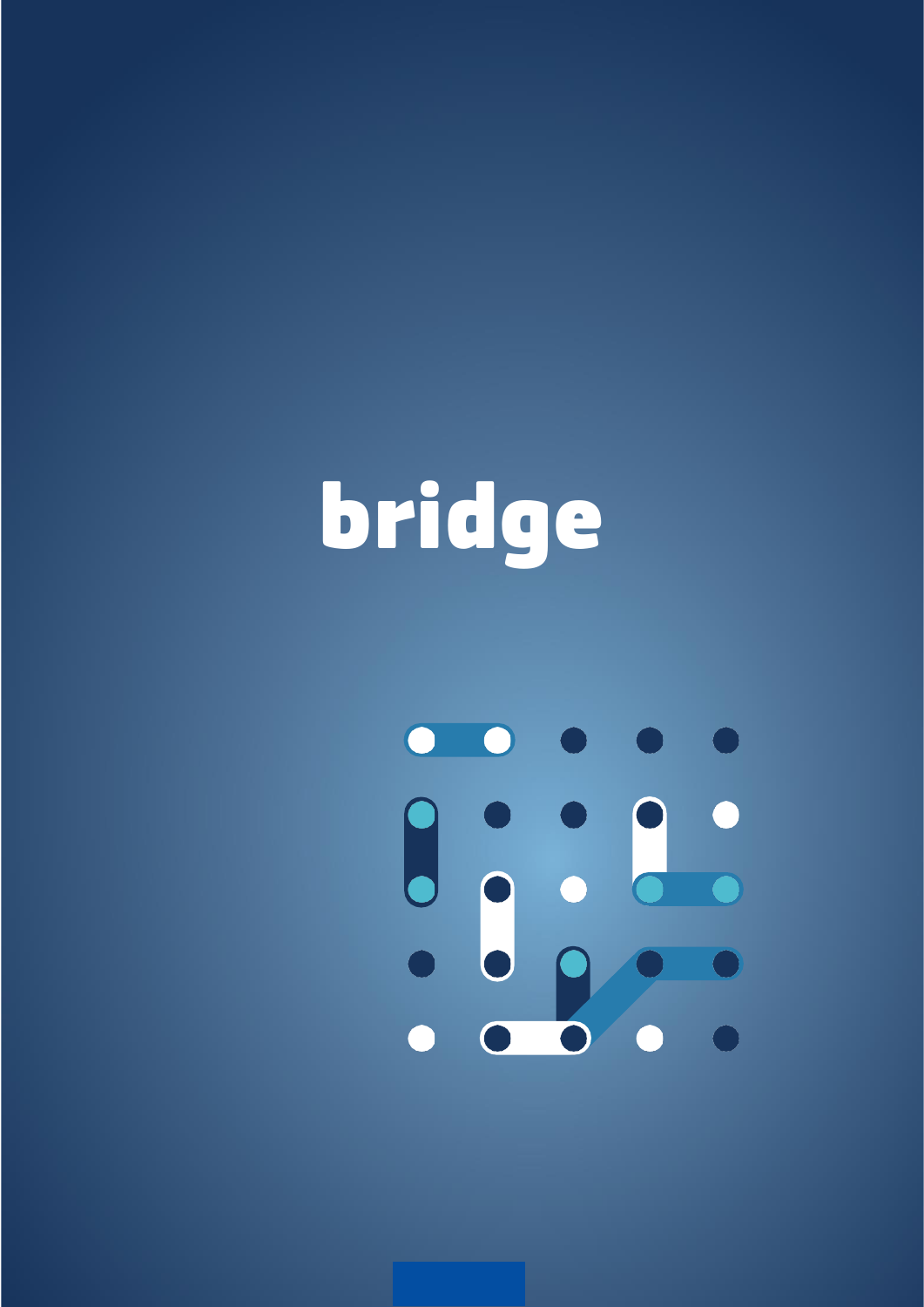# bridge